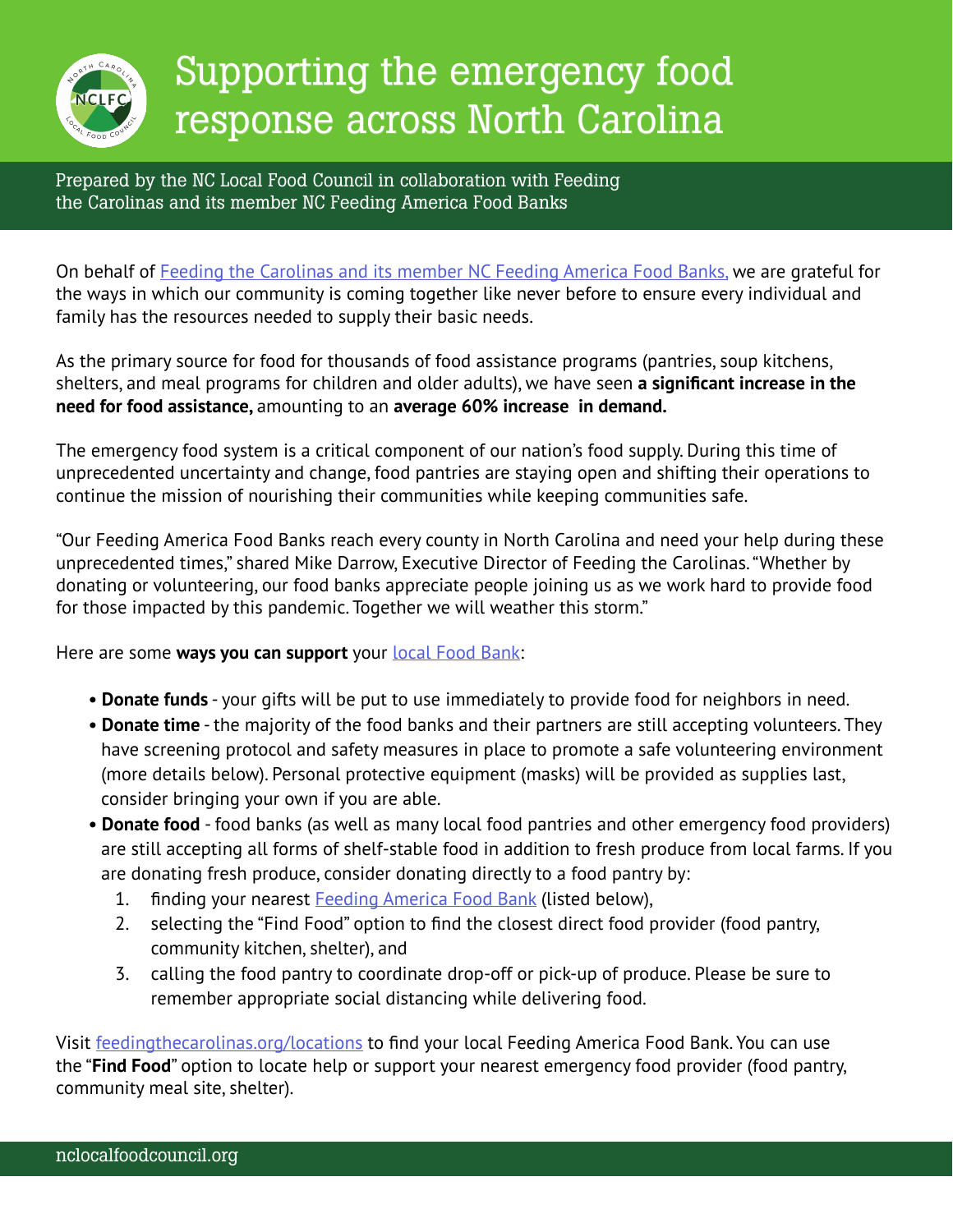# Supporting the emergency food response across North Carolina

Prepared by the NC Local Food Council in collaboration with Feeding the Carolinas and its member NC Feeding America Food Banks

On behalf of [Feeding the Carolinas and its member NC Feeding America Food Banks,] we are grateful for the ways in which our community is coming together like never before to ensure every individual and family has the resources needed to supply their basic needs.

As the primary source for food for thousands of food assistance programs (pantries, soup kitchens, shelters, and meal programs for children and older adults), we have seen **a significant increase in the need for food assistance,** amounting to an **average 60% increase in demand.**

The emergency food system is a critical component of our nation's food supply. During this time of unprecedented uncertainty and change, food pantries are staying open and shifting their operations to continue the mission of nourishing their communities while keeping communities safe.

"Our Feeding America Food Banks reach every county in North Carolina and need your help during these unprecedented times," shared Mike Darrow, Executive Director of Feeding the Carolinas. "Whether by donating or volunteering, our food banks appreciate people joining us as we work hard to provide food for those impacted by this pandemic. Together we will weather this storm."

Here are some **ways you can support** your local Food Bank:

- **Donate funds** - your gifts will be put to use immediately to provide food for neighbors in need.
- **Donate time** - the majority of the food banks and their partners are still accepting volunteers. They have screening protocol and safety measures in place to promote a safe volunteering environment (more details below). Personal protective equipment (masks) will be provided as supplies last, consider bringing your own if you are able.
- **Donate food** - food banks (as well as many local food pantries and other emergency food providers) are still accepting all forms of shelf-stable food in addition to fresh produce from local farms. If you are donating fresh produce, consider donating directly to a food pantry by:
  1. finding your nearest Feeding America Food Bank (listed below),
  2. selecting the "Find Food" option to find the closest direct food provider (food pantry, community kitchen, shelter), and
  3. calling the food pantry to coordinate drop-off or pick-up of produce. Please be sure to remember appropriate social distancing while delivering food.

Visit feedingthecarolinas.org/locations to find your local Feeding America Food Bank. You can use the "**Find Food**" option to locate help or support your nearest emergency food provider (food pantry, community meal site, shelter).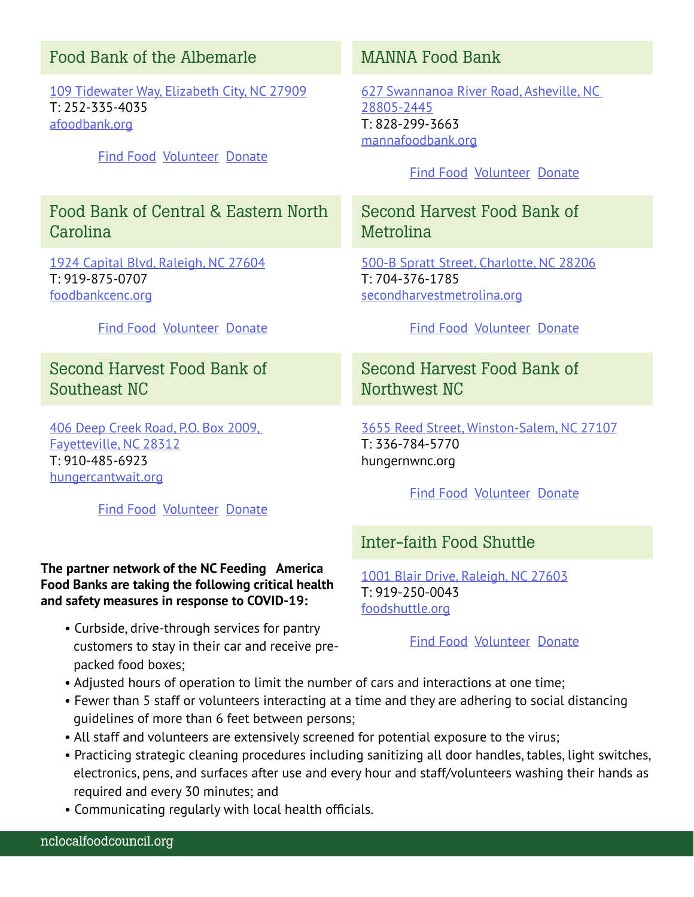## Food Bank of the Albemarle

109 Tidewater Way, Elizabeth City, NC 27909
T: 252-335-4035
afoodbank.org

Find Food Volunteer Donate

## MANNA Food Bank

627 Swannanoa River Road, Asheville, NC 28805-2445
T: 828-299-3663
mannafoodbank.org

Find Food Volunteer Donate

## Food Bank of Central & Eastern North Carolina

1924 Capital Blvd, Raleigh, NC 27604
T: 919-875-0707
foodbankcenc.org

Find Food Volunteer Donate

## Second Harvest Food Bank of Metrolina

500-B Spratt Street, Charlotte, NC 28206
T: 704-376-1785
secondharvestmetrolina.org

Find Food Volunteer Donate

## Second Harvest Food Bank of Southeast NC

406 Deep Creek Road, P.O. Box 2009, Fayetteville, NC 28312
T: 910-485-6923
hungercantwait.org

Find Food Volunteer Donate

## Second Harvest Food Bank of Northwest NC

3655 Reed Street, Winston-Salem, NC 27107
T: 336-784-5770
hungernwnc.org

Find Food Volunteer Donate

## Inter-faith Food Shuttle

1001 Blair Drive, Raleigh, NC 27603
T: 919-250-0043
foodshuttle.org

Find Food Volunteer Donate

**The partner network of the NC Feeding America Food Banks are taking the following critical health and safety measures in response to COVID-19:**

- Curbside, drive-through services for pantry customers to stay in their car and receive pre-packed food boxes;
- Adjusted hours of operation to limit the number of cars and interactions at one time;
- Fewer than 5 staff or volunteers interacting at a time and they are adhering to social distancing guidelines of more than 6 feet between persons;
- All staff and volunteers are extensively screened for potential exposure to the virus;
- Practicing strategic cleaning procedures including sanitizing all door handles, tables, light switches, electronics, pens, and surfaces after use and every hour and staff/volunteers washing their hands as required and every 30 minutes; and
- Communicating regularly with local health officials.